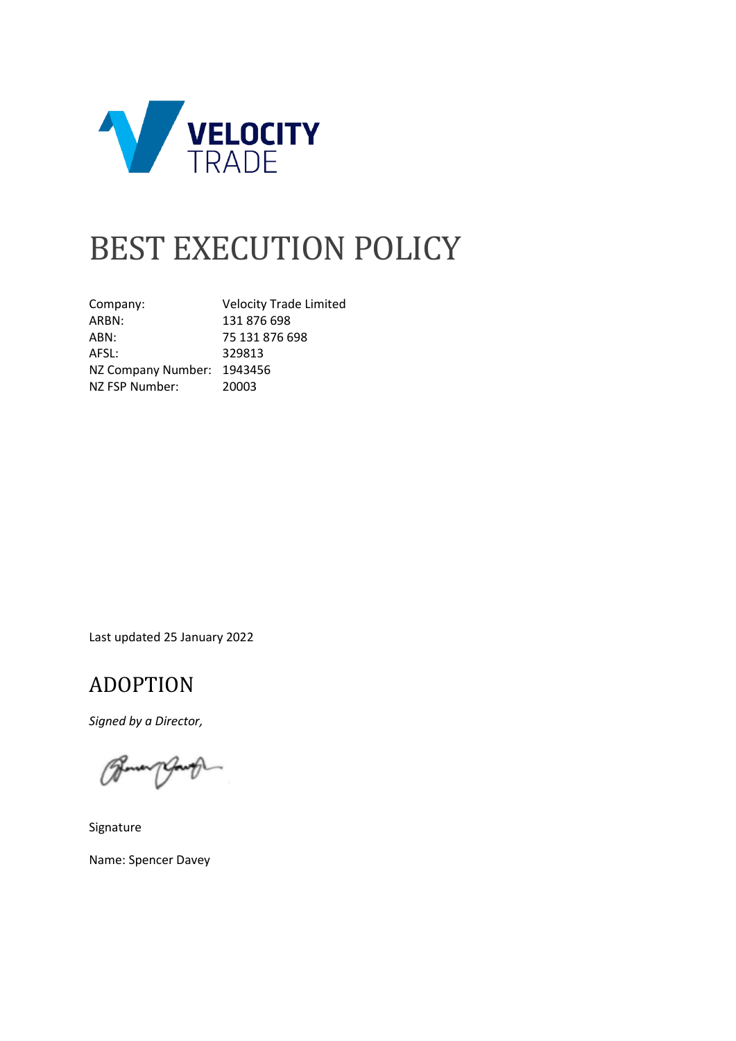VELOCITY TRADE

# BEST EXECUTION POLICY

| | |
|---|---|
| Company: | Velocity Trade Limited |
| ARBN: | 131 876 698 |
| ABN: | 75 131 876 698 |
| AFSL: | 329813 |
| NZ Company Number: | 1943456 |
| NZ FSP Number: | 20003 |

Last updated 25 January 2022

## ADOPTION

*Signed by a Director,*

Signature

Name: Spencer Davey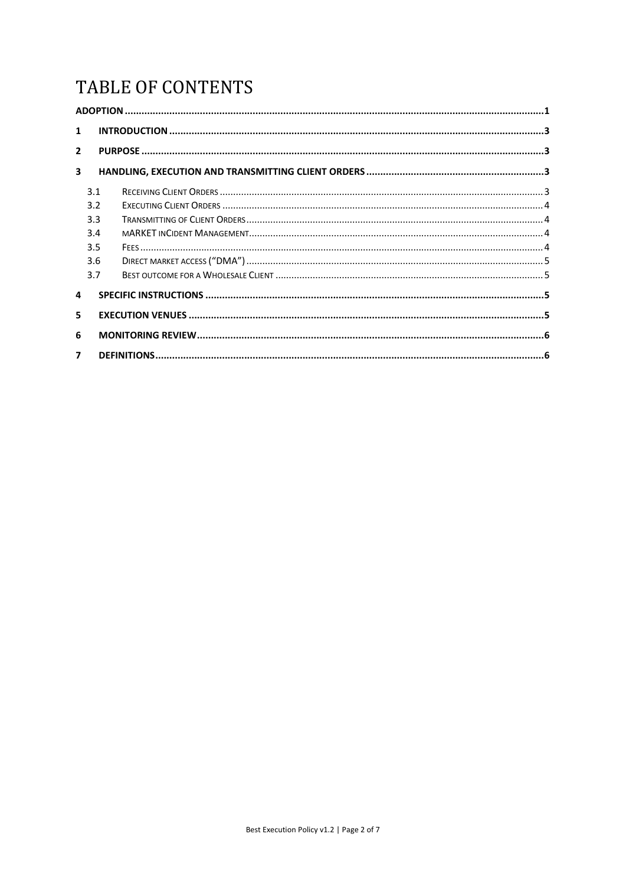# TABLE OF CONTENTS

**ADOPTION** ..... 1

**1 INTRODUCTION** ..... 3

**2 PURPOSE** ..... 3

**3 HANDLING, EXECUTION AND TRANSMITTING CLIENT ORDERS** ..... 3

- 3.1 RECEIVING CLIENT ORDERS ..... 3
- 3.2 EXECUTING CLIENT ORDERS ..... 4
- 3.3 TRANSMITTING OF CLIENT ORDERS ..... 4
- 3.4 mARKET inCIDENT MANAGEMENT ..... 4
- 3.5 FEES ..... 4
- 3.6 DIRECT MARKET ACCESS ("DMA") ..... 5
- 3.7 BEST OUTCOME FOR A WHOLESALE CLIENT ..... 5

**4 SPECIFIC INSTRUCTIONS** ..... 5

**5 EXECUTION VENUES** ..... 5

**6 MONITORING REVIEW** ..... 6

**7 DEFINITIONS** ..... 6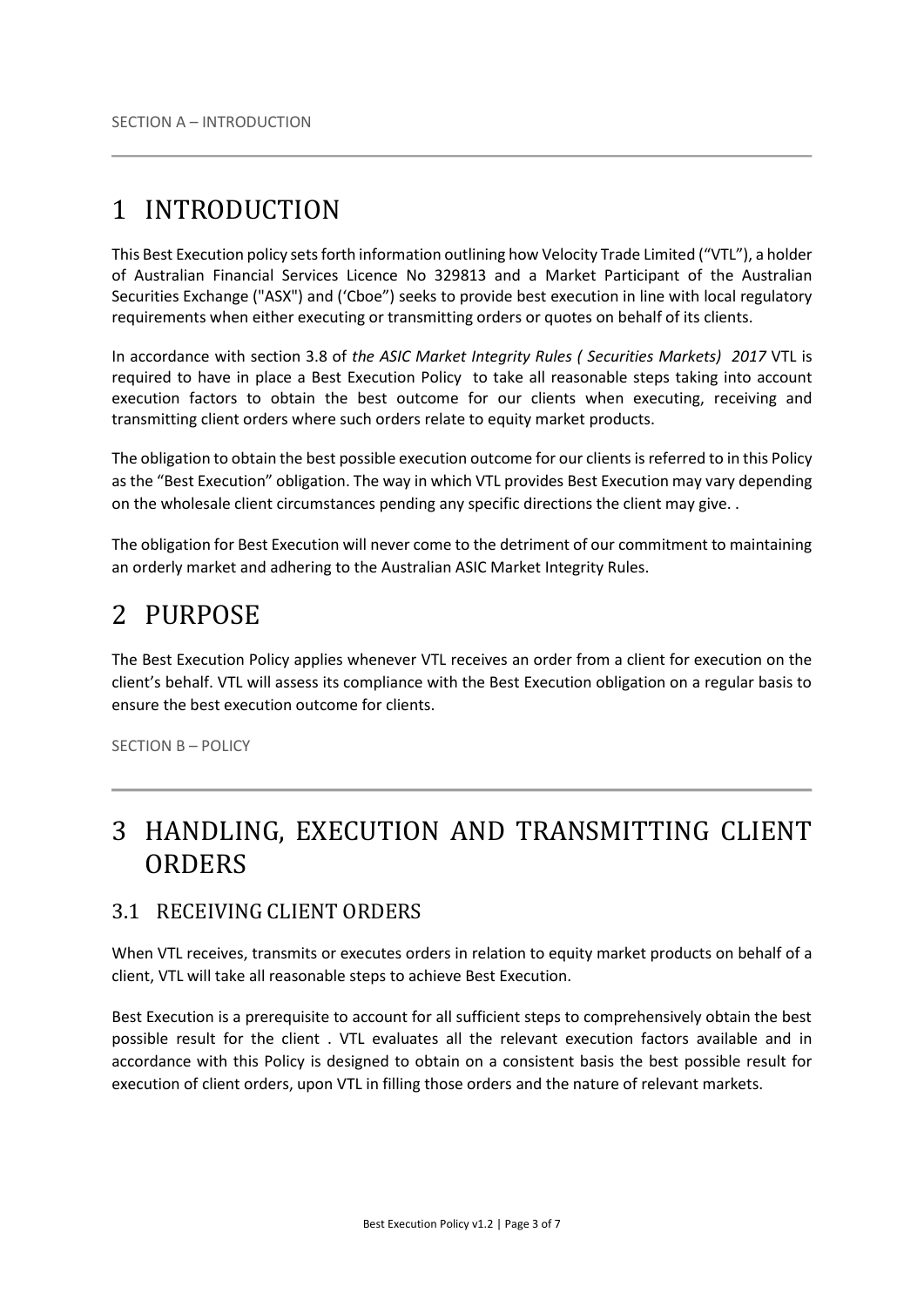SECTION A – INTRODUCTION

# 1 INTRODUCTION

This Best Execution policy sets forth information outlining how Velocity Trade Limited ("VTL"), a holder of Australian Financial Services Licence No 329813 and a Market Participant of the Australian Securities Exchange ("ASX") and ('Cboe") seeks to provide best execution in line with local regulatory requirements when either executing or transmitting orders or quotes on behalf of its clients.

In accordance with section 3.8 of *the ASIC Market Integrity Rules ( Securities Markets) 2017* VTL is required to have in place a Best Execution Policy to take all reasonable steps taking into account execution factors to obtain the best outcome for our clients when executing, receiving and transmitting client orders where such orders relate to equity market products.

The obligation to obtain the best possible execution outcome for our clients is referred to in this Policy as the "Best Execution" obligation. The way in which VTL provides Best Execution may vary depending on the wholesale client circumstances pending any specific directions the client may give. .

The obligation for Best Execution will never come to the detriment of our commitment to maintaining an orderly market and adhering to the Australian ASIC Market Integrity Rules.

# 2 PURPOSE

The Best Execution Policy applies whenever VTL receives an order from a client for execution on the client's behalf. VTL will assess its compliance with the Best Execution obligation on a regular basis to ensure the best execution outcome for clients.

SECTION B – POLICY

# 3 HANDLING, EXECUTION AND TRANSMITTING CLIENT ORDERS

## 3.1 RECEIVING CLIENT ORDERS

When VTL receives, transmits or executes orders in relation to equity market products on behalf of a client, VTL will take all reasonable steps to achieve Best Execution.

Best Execution is a prerequisite to account for all sufficient steps to comprehensively obtain the best possible result for the client . VTL evaluates all the relevant execution factors available and in accordance with this Policy is designed to obtain on a consistent basis the best possible result for execution of client orders, upon VTL in filling those orders and the nature of relevant markets.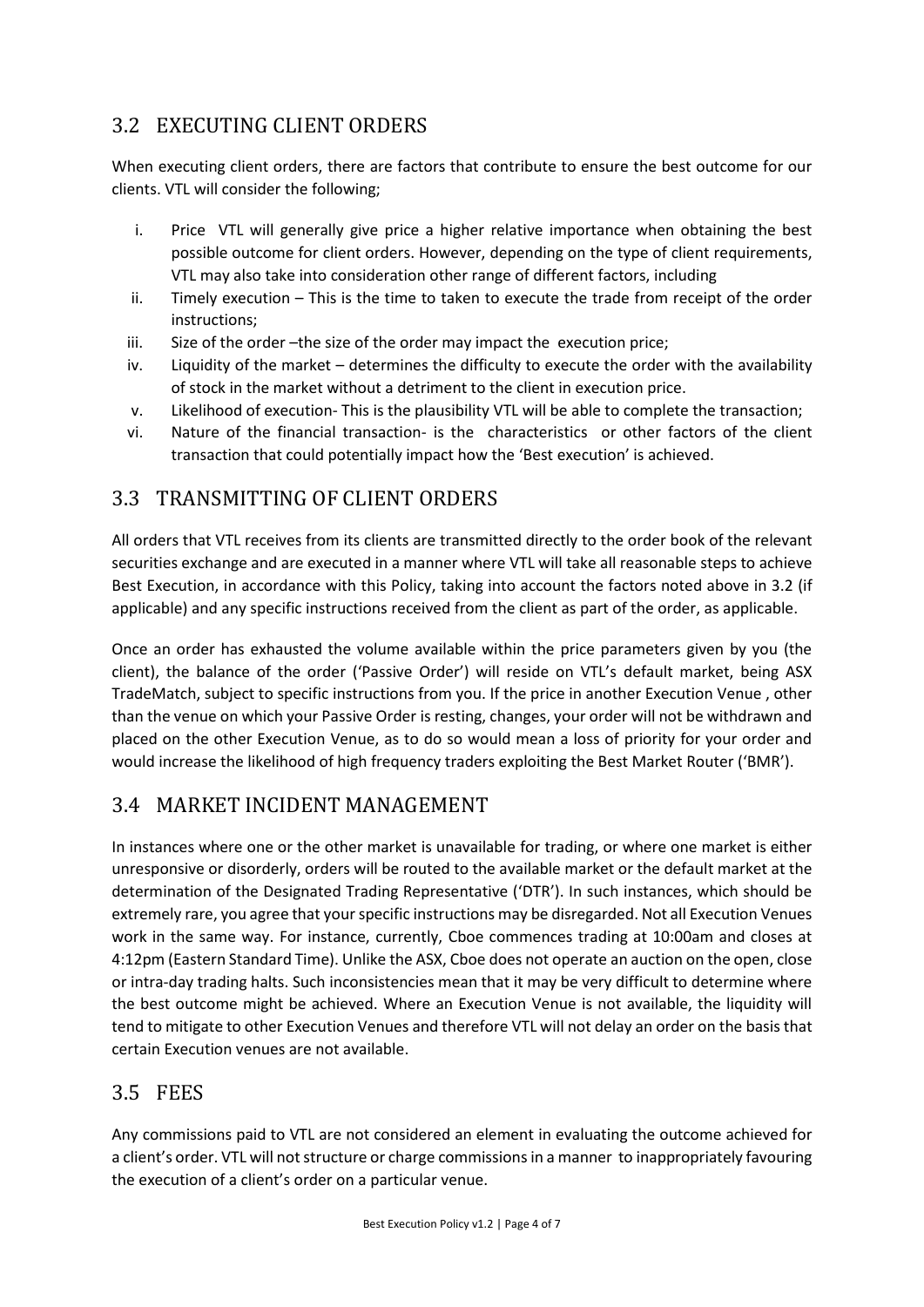## 3.2 EXECUTING CLIENT ORDERS

When executing client orders, there are factors that contribute to ensure the best outcome for our clients. VTL will consider the following;

i. Price VTL will generally give price a higher relative importance when obtaining the best possible outcome for client orders. However, depending on the type of client requirements, VTL may also take into consideration other range of different factors, including
ii. Timely execution – This is the time to taken to execute the trade from receipt of the order instructions;
iii. Size of the order –the size of the order may impact the execution price;
iv. Liquidity of the market – determines the difficulty to execute the order with the availability of stock in the market without a detriment to the client in execution price.
v. Likelihood of execution- This is the plausibility VTL will be able to complete the transaction;
vi. Nature of the financial transaction- is the characteristics or other factors of the client transaction that could potentially impact how the 'Best execution' is achieved.

## 3.3 TRANSMITTING OF CLIENT ORDERS

All orders that VTL receives from its clients are transmitted directly to the order book of the relevant securities exchange and are executed in a manner where VTL will take all reasonable steps to achieve Best Execution, in accordance with this Policy, taking into account the factors noted above in 3.2 (if applicable) and any specific instructions received from the client as part of the order, as applicable.

Once an order has exhausted the volume available within the price parameters given by you (the client), the balance of the order ('Passive Order') will reside on VTL's default market, being ASX TradeMatch, subject to specific instructions from you. If the price in another Execution Venue , other than the venue on which your Passive Order is resting, changes, your order will not be withdrawn and placed on the other Execution Venue, as to do so would mean a loss of priority for your order and would increase the likelihood of high frequency traders exploiting the Best Market Router ('BMR').

## 3.4 MARKET INCIDENT MANAGEMENT

In instances where one or the other market is unavailable for trading, or where one market is either unresponsive or disorderly, orders will be routed to the available market or the default market at the determination of the Designated Trading Representative ('DTR'). In such instances, which should be extremely rare, you agree that your specific instructions may be disregarded. Not all Execution Venues work in the same way. For instance, currently, Cboe commences trading at 10:00am and closes at 4:12pm (Eastern Standard Time). Unlike the ASX, Cboe does not operate an auction on the open, close or intra-day trading halts. Such inconsistencies mean that it may be very difficult to determine where the best outcome might be achieved. Where an Execution Venue is not available, the liquidity will tend to mitigate to other Execution Venues and therefore VTL will not delay an order on the basis that certain Execution venues are not available.

## 3.5 FEES

Any commissions paid to VTL are not considered an element in evaluating the outcome achieved for a client's order. VTL will not structure or charge commissions in a manner to inappropriately favouring the execution of a client's order on a particular venue.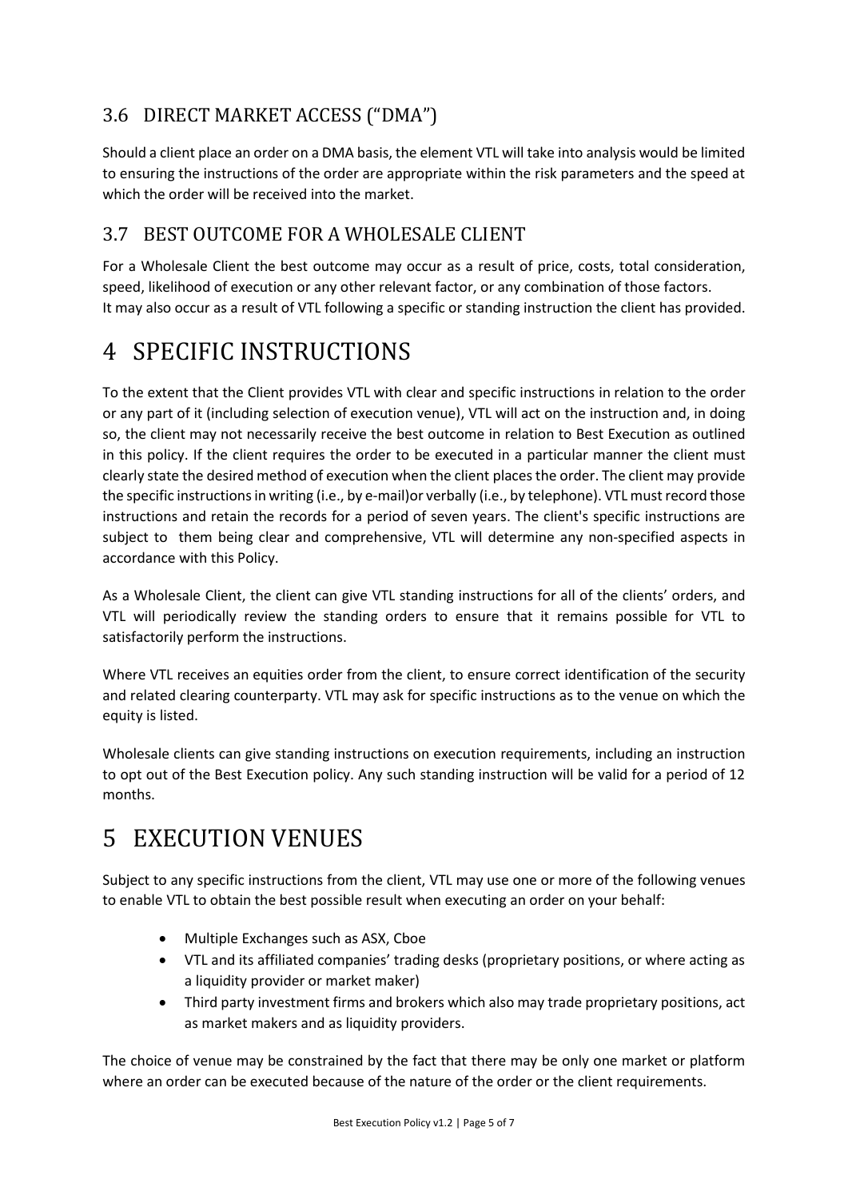### 3.6 DIRECT MARKET ACCESS ("DMA")

Should a client place an order on a DMA basis, the element VTL will take into analysis would be limited to ensuring the instructions of the order are appropriate within the risk parameters and the speed at which the order will be received into the market.

### 3.7 BEST OUTCOME FOR A WHOLESALE CLIENT

For a Wholesale Client the best outcome may occur as a result of price, costs, total consideration, speed, likelihood of execution or any other relevant factor, or any combination of those factors. It may also occur as a result of VTL following a specific or standing instruction the client has provided.

# 4 SPECIFIC INSTRUCTIONS

To the extent that the Client provides VTL with clear and specific instructions in relation to the order or any part of it (including selection of execution venue), VTL will act on the instruction and, in doing so, the client may not necessarily receive the best outcome in relation to Best Execution as outlined in this policy. If the client requires the order to be executed in a particular manner the client must clearly state the desired method of execution when the client places the order. The client may provide the specific instructions in writing (i.e., by e-mail)or verbally (i.e., by telephone). VTL must record those instructions and retain the records for a period of seven years. The client's specific instructions are subject to them being clear and comprehensive, VTL will determine any non-specified aspects in accordance with this Policy.

As a Wholesale Client, the client can give VTL standing instructions for all of the clients' orders, and VTL will periodically review the standing orders to ensure that it remains possible for VTL to satisfactorily perform the instructions.

Where VTL receives an equities order from the client, to ensure correct identification of the security and related clearing counterparty. VTL may ask for specific instructions as to the venue on which the equity is listed.

Wholesale clients can give standing instructions on execution requirements, including an instruction to opt out of the Best Execution policy. Any such standing instruction will be valid for a period of 12 months.

# 5 EXECUTION VENUES

Subject to any specific instructions from the client, VTL may use one or more of the following venues to enable VTL to obtain the best possible result when executing an order on your behalf:

- Multiple Exchanges such as ASX, Cboe
- VTL and its affiliated companies' trading desks (proprietary positions, or where acting as a liquidity provider or market maker)
- Third party investment firms and brokers which also may trade proprietary positions, act as market makers and as liquidity providers.

The choice of venue may be constrained by the fact that there may be only one market or platform where an order can be executed because of the nature of the order or the client requirements.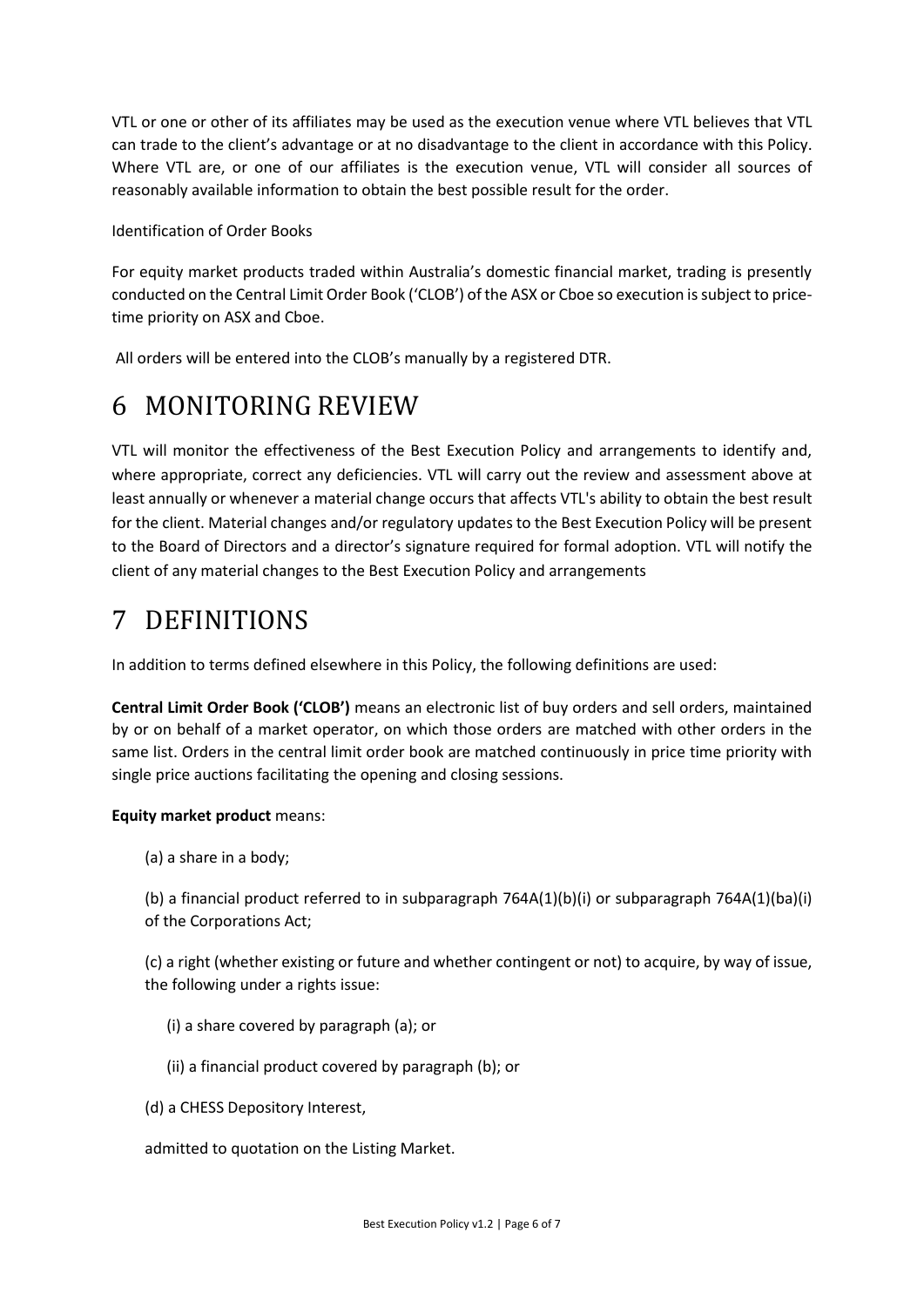VTL or one or other of its affiliates may be used as the execution venue where VTL believes that VTL can trade to the client's advantage or at no disadvantage to the client in accordance with this Policy. Where VTL are, or one of our affiliates is the execution venue, VTL will consider all sources of reasonably available information to obtain the best possible result for the order.

Identification of Order Books

For equity market products traded within Australia's domestic financial market, trading is presently conducted on the Central Limit Order Book ('CLOB') of the ASX or Cboe so execution is subject to price-time priority on ASX and Cboe.

All orders will be entered into the CLOB's manually by a registered DTR.

# 6 MONITORING REVIEW

VTL will monitor the effectiveness of the Best Execution Policy and arrangements to identify and, where appropriate, correct any deficiencies. VTL will carry out the review and assessment above at least annually or whenever a material change occurs that affects VTL's ability to obtain the best result for the client. Material changes and/or regulatory updates to the Best Execution Policy will be present to the Board of Directors and a director's signature required for formal adoption. VTL will notify the client of any material changes to the Best Execution Policy and arrangements

# 7 DEFINITIONS

In addition to terms defined elsewhere in this Policy, the following definitions are used:

**Central Limit Order Book ('CLOB')** means an electronic list of buy orders and sell orders, maintained by or on behalf of a market operator, on which those orders are matched with other orders in the same list. Orders in the central limit order book are matched continuously in price time priority with single price auctions facilitating the opening and closing sessions.

**Equity market product** means:

(a) a share in a body;

(b) a financial product referred to in subparagraph 764A(1)(b)(i) or subparagraph 764A(1)(ba)(i) of the Corporations Act;

(c) a right (whether existing or future and whether contingent or not) to acquire, by way of issue, the following under a rights issue:

(i) a share covered by paragraph (a); or

(ii) a financial product covered by paragraph (b); or

(d) a CHESS Depository Interest,

admitted to quotation on the Listing Market.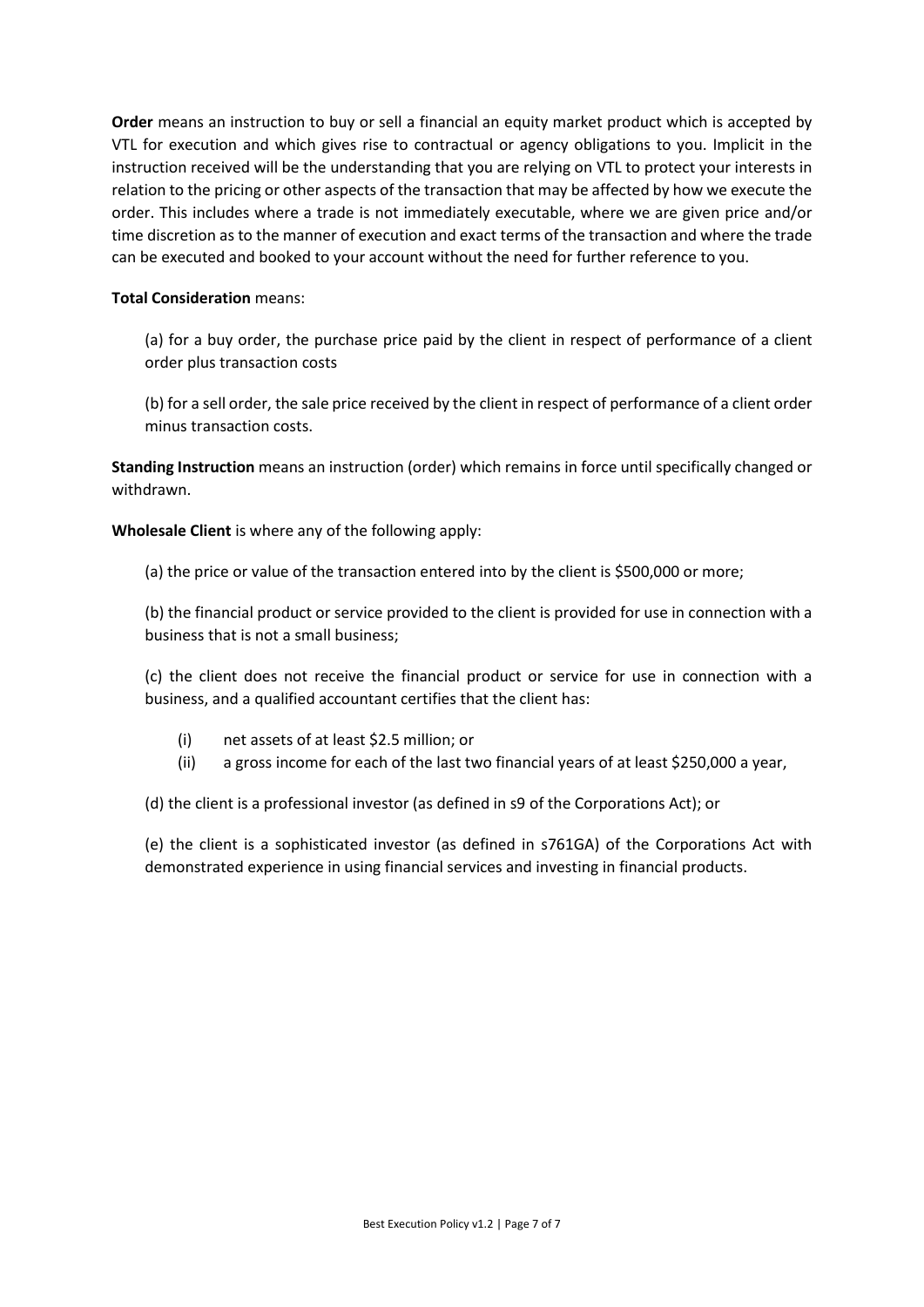**Order** means an instruction to buy or sell a financial an equity market product which is accepted by VTL for execution and which gives rise to contractual or agency obligations to you. Implicit in the instruction received will be the understanding that you are relying on VTL to protect your interests in relation to the pricing or other aspects of the transaction that may be affected by how we execute the order. This includes where a trade is not immediately executable, where we are given price and/or time discretion as to the manner of execution and exact terms of the transaction and where the trade can be executed and booked to your account without the need for further reference to you.

**Total Consideration** means:

(a) for a buy order, the purchase price paid by the client in respect of performance of a client order plus transaction costs

(b) for a sell order, the sale price received by the client in respect of performance of a client order minus transaction costs.

**Standing Instruction** means an instruction (order) which remains in force until specifically changed or withdrawn.

**Wholesale Client** is where any of the following apply:

(a) the price or value of the transaction entered into by the client is $500,000 or more;

(b) the financial product or service provided to the client is provided for use in connection with a business that is not a small business;

(c) the client does not receive the financial product or service for use in connection with a business, and a qualified accountant certifies that the client has:

- (i) net assets of at least $2.5 million; or
- (ii) a gross income for each of the last two financial years of at least $250,000 a year,

(d) the client is a professional investor (as defined in s9 of the Corporations Act); or

(e) the client is a sophisticated investor (as defined in s761GA) of the Corporations Act with demonstrated experience in using financial services and investing in financial products.